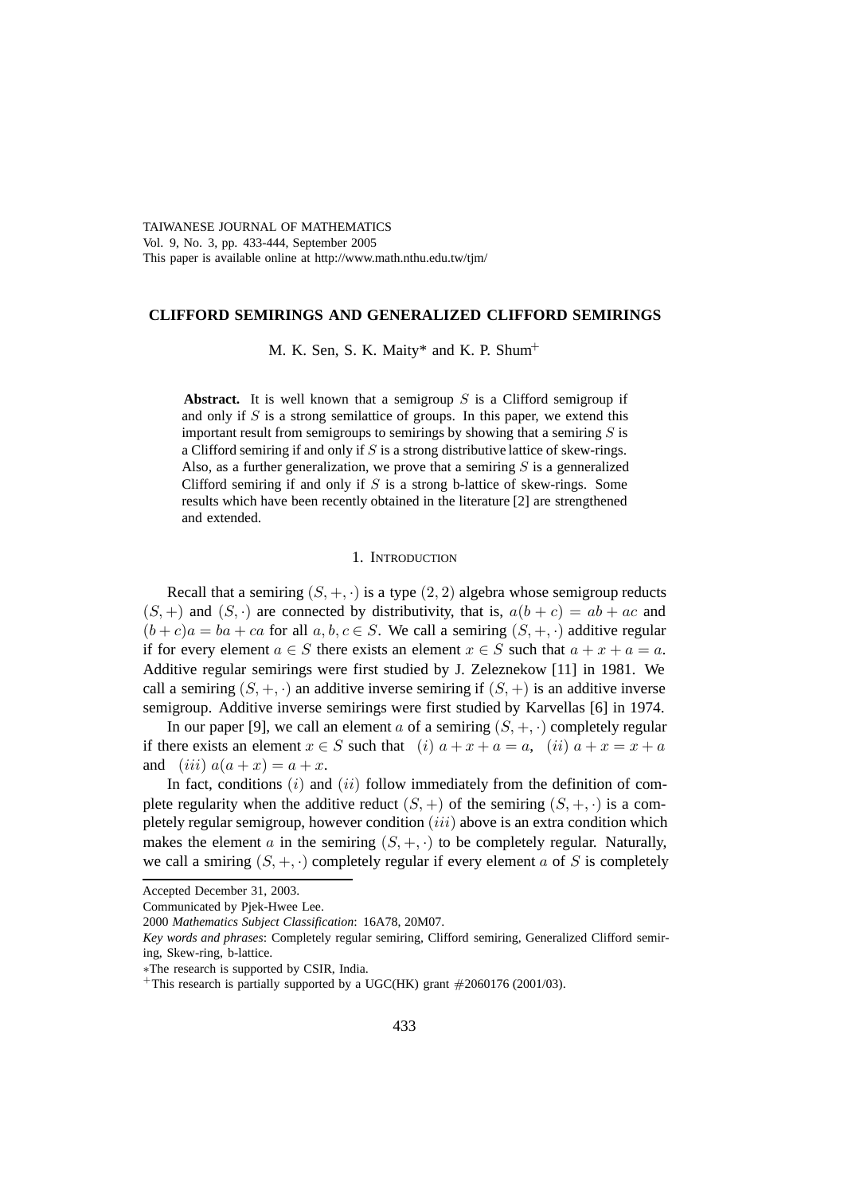# CLIFFORD SEMIRINGS AND GENERALIZED CLIFFORD SEMIRINGS

M. K. Sen, S. K. Maity* and K. P. Shum+

**Abstract.** It is well known that a semigroup $S$ is a Clifford semigroup if and only if $S$ is a strong semilattice of groups. In this paper, we extend this important result from semigroups to semirings by showing that a semiring $S$ is a Clifford semiring if and only if $S$ is a strong distributive lattice of skew-rings. Also, as a further generalization, we prove that a semiring $S$ is a genneralized Clifford semiring if and only if $S$ is a strong b-lattice of skew-rings. Some results which have been recently obtained in the literature [2] are strengthened and extended.

## 1. Introduction

Recall that a semiring $(S, +, \cdot)$ is a type $(2, 2)$ algebra whose semigroup reducts $(S, +)$ and $(S, \cdot)$ are connected by distributivity, that is, $a(b + c) = ab + ac$ and $(b + c)a = ba + ca$ for all $a, b, c \in S$. We call a semiring $(S, +, \cdot)$ additive regular if for every element $a \in S$ there exists an element $x \in S$ such that $a + x + a = a$. Additive regular semirings were first studied by J. Zeleznekow [11] in 1981. We call a semiring $(S, +, \cdot)$ an additive inverse semiring if $(S, +)$ is an additive inverse semigroup. Additive inverse semirings were first studied by Karvellas [6] in 1974.

In our paper [9], we call an element $a$ of a semiring $(S, +, \cdot)$ completely regular if there exists an element $x \in S$ such that $(i)$ $a + x + a = a$, $(ii)$ $a + x = x + a$ and $(iii)$ $a(a + x) = a + x$.

In fact, conditions $(i)$ and $(ii)$ follow immediately from the definition of complete regularity when the additive reduct $(S, +)$ of the semiring $(S, +, \cdot)$ is a completely regular semigroup, however condition $(iii)$ above is an extra condition which makes the element $a$ in the semiring $(S, +, \cdot)$ to be completely regular. Naturally, we call a smiring $(S, +, \cdot)$ completely regular if every element $a$ of $S$ is completely

---

Accepted December 31, 2003.

Communicated by Pjek-Hwee Lee.

2000 *Mathematics Subject Classification*: 16A78, 20M07.

*Key words and phrases*: Completely regular semiring, Clifford semiring, Generalized Clifford semiring, Skew-ring, b-lattice.

*The research is supported by CSIR, India.

+This research is partially supported by a UGC(HK) grant #2060176 (2001/03).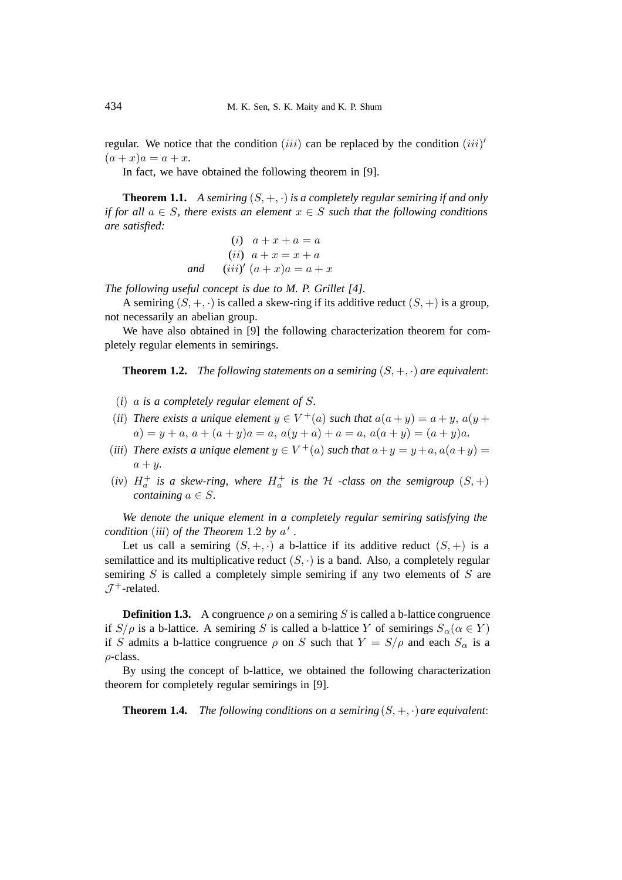regular. We notice that the condition $(iii)$ can be replaced by the condition $(iii)'$ $(a+x)a = a+x$.

In fact, we have obtained the following theorem in [9].

**Theorem 1.1.** *A semiring $(S, +, \cdot)$ is a completely regular semiring if and only if for all $a \in S$, there exists an element $x \in S$ such that the following conditions are satisfied:*

$$
\begin{aligned}
&(i) \quad a + x + a = a \\
&(ii) \quad a + x = x + a \\
\textit{and} \quad &(iii)' \; (a + x)a = a + x
\end{aligned}
$$

*The following useful concept is due to M. P. Grillet [4].*

A semiring $(S, +, \cdot)$ is called a skew-ring if its additive reduct $(S, +)$ is a group, not necessarily an abelian group.

We have also obtained in [9] the following characterization theorem for completely regular elements in semirings.

**Theorem 1.2.** *The following statements on a semiring $(S, +, \cdot)$ are equivalent:*

- $(i)$ *$a$ is a completely regular element of $S$.*
- $(ii)$ *There exists a unique element $y \in V^+(a)$ such that $a(a+y) = a+y$, $a(y+a) = y+a$, $a+(a+y)a = a$, $a(y+a)+a = a$, $a(a+y) = (a+y)a$.*
- $(iii)$ *There exists a unique element $y \in V^+(a)$ such that $a+y = y+a$, $a(a+y) = a+y$.*
- $(iv)$ *$H_a^+$ is a skew-ring, where $H_a^+$ is the $\mathcal{H}$ -class on the semigroup $(S, +)$ containing $a \in S$.*

*We denote the unique element in a completely regular semiring satisfying the condition $(iii)$ of the Theorem 1.2 by $a'$.*

Let us call a semiring $(S, +, \cdot)$ a b-lattice if its additive reduct $(S, +)$ is a semilattice and its multiplicative reduct $(S, \cdot)$ is a band. Also, a completely regular semiring $S$ is called a completely simple semiring if any two elements of $S$ are $\mathcal{J}^+$-related.

**Definition 1.3.** A congruence $\rho$ on a semiring $S$ is called a b-lattice congruence if $S/\rho$ is a b-lattice. A semiring $S$ is called a b-lattice $Y$ of semirings $S_\alpha (\alpha \in Y)$ if $S$ admits a b-lattice congruence $\rho$ on $S$ such that $Y = S/\rho$ and each $S_\alpha$ is a $\rho$-class.

By using the concept of b-lattice, we obtained the following characterization theorem for completely regular semirings in [9].

**Theorem 1.4.** *The following conditions on a semiring $(S, +, \cdot)$ are equivalent:*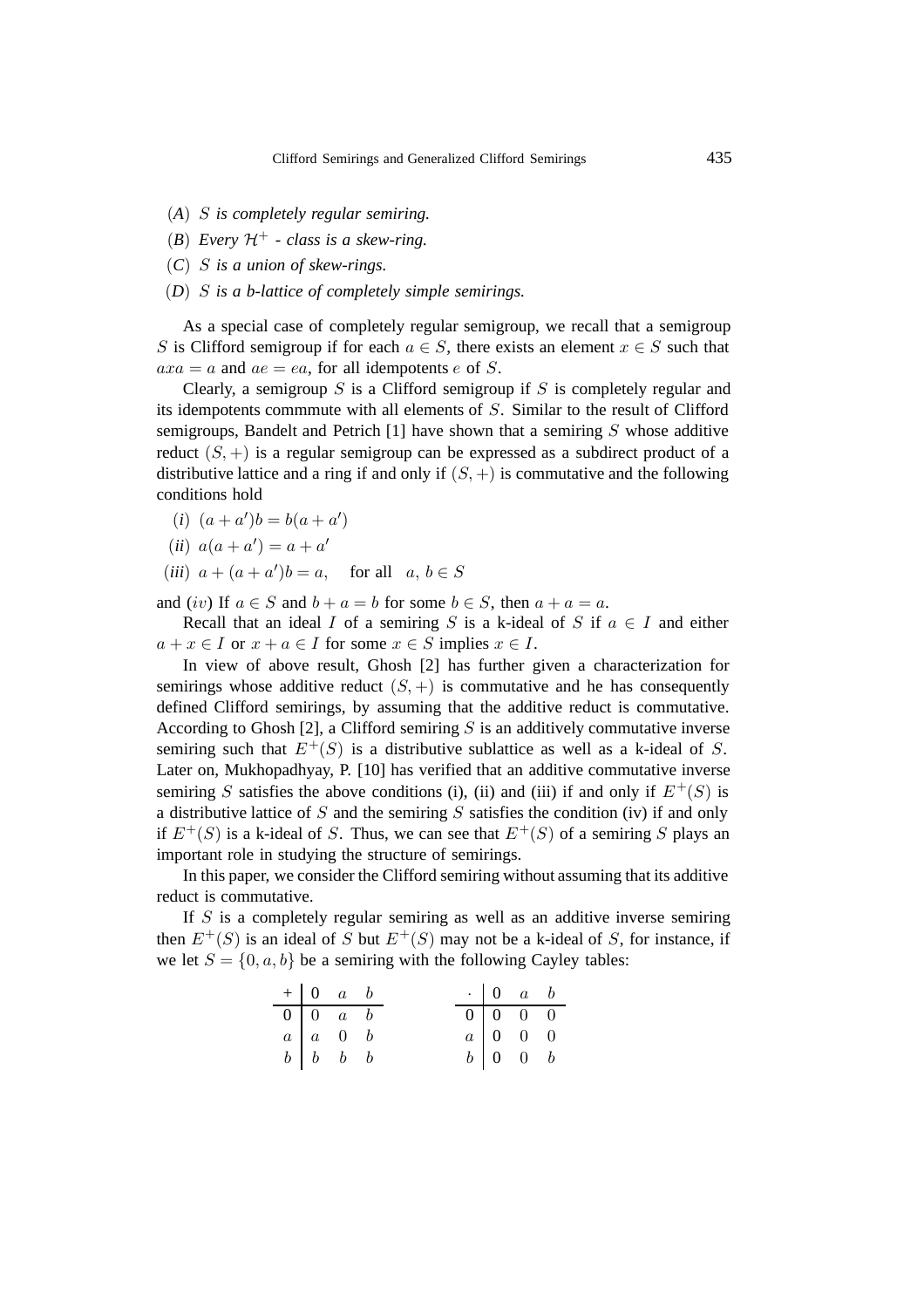(*A*) $S$ *is completely regular semiring.*

(*B*) *Every* $\mathcal{H}^+$ *- class is a skew-ring.*

(*C*) $S$ *is a union of skew-rings.*

(*D*) $S$ *is a b-lattice of completely simple semirings.*

As a special case of completely regular semigroup, we recall that a semigroup $S$ is Clifford semigroup if for each $a \in S$, there exists an element $x \in S$ such that $axa = a$ and $ae = ea$, for all idempotents $e$ of $S$.

Clearly, a semigroup $S$ is a Clifford semigroup if $S$ is completely regular and its idempotents commmute with all elements of $S$. Similar to the result of Clifford semigroups, Bandelt and Petrich [1] have shown that a semiring $S$ whose additive reduct $(S, +)$ is a regular semigroup can be expressed as a subdirect product of a distributive lattice and a ring if and only if $(S, +)$ is commutative and the following conditions hold

(*i*) $(a + a')b = b(a + a')$

(*ii*) $a(a + a') = a + a'$

(*iii*) $a + (a + a')b = a$, for all $a, b \in S$

and $(iv)$ If $a \in S$ and $b + a = b$ for some $b \in S$, then $a + a = a$.

Recall that an ideal $I$ of a semiring $S$ is a k-ideal of $S$ if $a \in I$ and either $a + x \in I$ or $x + a \in I$ for some $x \in S$ implies $x \in I$.

In view of above result, Ghosh [2] has further given a characterization for semirings whose additive reduct $(S, +)$ is commutative and he has consequently defined Clifford semirings, by assuming that the additive reduct is commutative. According to Ghosh [2], a Clifford semiring $S$ is an additively commutative inverse semiring such that $E^+(S)$ is a distributive sublattice as well as a k-ideal of $S$. Later on, Mukhopadhyay, P. [10] has verified that an additive commutative inverse semiring $S$ satisfies the above conditions (i), (ii) and (iii) if and only if $E^+(S)$ is a distributive lattice of $S$ and the semiring $S$ satisfies the condition (iv) if and only if $E^+(S)$ is a k-ideal of $S$. Thus, we can see that $E^+(S)$ of a semiring $S$ plays an important role in studying the structure of semirings.

In this paper, we consider the Clifford semiring without assuming that its additive reduct is commutative.

If $S$ is a completely regular semiring as well as an additive inverse semiring then $E^+(S)$ is an ideal of $S$ but $E^+(S)$ may not be a k-ideal of $S$, for instance, if we let $S = \{0, a, b\}$ be a semiring with the following Cayley tables:

| $+$ | $0$ | $a$ | $b$ |
|---|---|---|---|
| $0$ | $0$ | $a$ | $b$ |
| $a$ | $a$ | $0$ | $b$ |
| $b$ | $b$ | $b$ | $b$ |

| $\cdot$ | $0$ | $a$ | $b$ |
|---|---|---|---|
| $0$ | $0$ | $0$ | $0$ |
| $a$ | $0$ | $0$ | $0$ |
| $b$ | $0$ | $0$ | $b$ |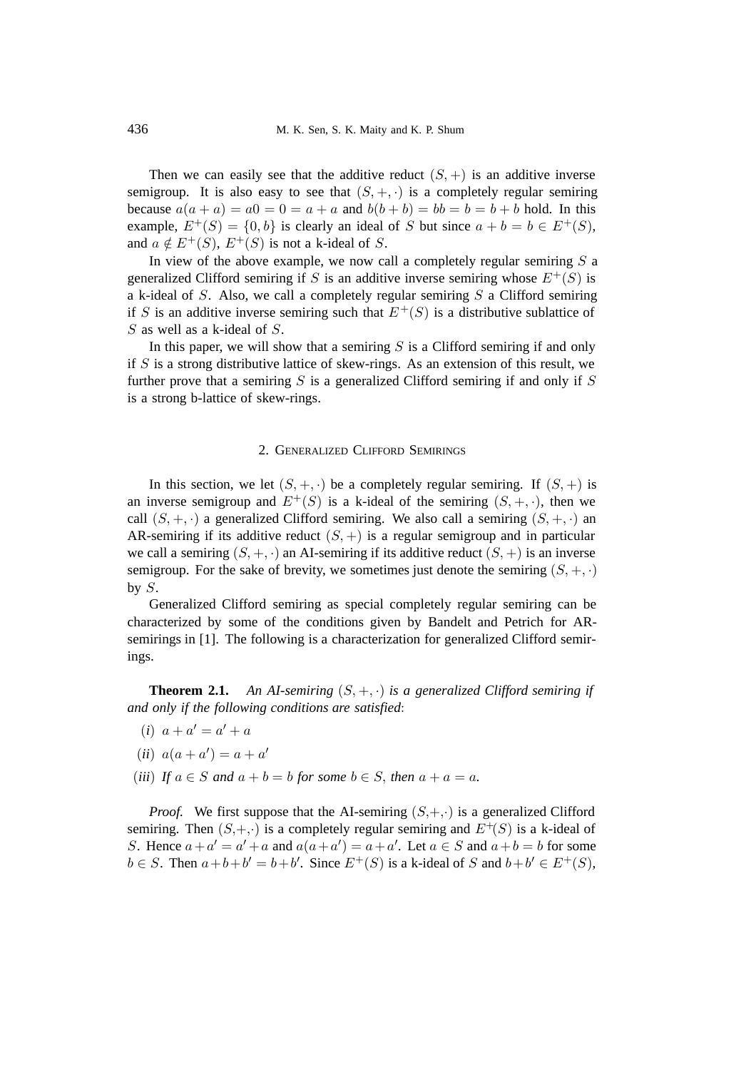Then we can easily see that the additive reduct $(S, +)$ is an additive inverse semigroup. It is also easy to see that $(S, +, \cdot)$ is a completely regular semiring because $a(a + a) = a0 = 0 = a + a$ and $b(b + b) = bb = b = b + b$ hold. In this example, $E^+(S) = \{0, b\}$ is clearly an ideal of $S$ but since $a + b = b \in E^+(S)$, and $a \notin E^+(S)$, $E^+(S)$ is not a k-ideal of $S$.

In view of the above example, we now call a completely regular semiring $S$ a generalized Clifford semiring if $S$ is an additive inverse semiring whose $E^+(S)$ is a k-ideal of $S$. Also, we call a completely regular semiring $S$ a Clifford semiring if $S$ is an additive inverse semiring such that $E^+(S)$ is a distributive sublattice of $S$ as well as a k-ideal of $S$.

In this paper, we will show that a semiring $S$ is a Clifford semiring if and only if $S$ is a strong distributive lattice of skew-rings. As an extension of this result, we further prove that a semiring $S$ is a generalized Clifford semiring if and only if $S$ is a strong b-lattice of skew-rings.

## 2. Generalized Clifford Semirings

In this section, we let $(S, +, \cdot)$ be a completely regular semiring. If $(S, +)$ is an inverse semigroup and $E^+(S)$ is a k-ideal of the semiring $(S, +, \cdot)$, then we call $(S, +, \cdot)$ a generalized Clifford semiring. We also call a semiring $(S, +, \cdot)$ an AR-semiring if its additive reduct $(S, +)$ is a regular semigroup and in particular we call a semiring $(S, +, \cdot)$ an AI-semiring if its additive reduct $(S, +)$ is an inverse semigroup. For the sake of brevity, we sometimes just denote the semiring $(S, +, \cdot)$ by $S$.

Generalized Clifford semiring as special completely regular semiring can be characterized by some of the conditions given by Bandelt and Petrich for AR-semirings in [1]. The following is a characterization for generalized Clifford semirings.

**Theorem 2.1.** *An AI-semiring $(S, +, \cdot)$ is a generalized Clifford semiring if and only if the following conditions are satisfied*:

$(i)$ $a + a' = a' + a$

$(ii)$ $a(a + a') = a + a'$

$(iii)$ *If $a \in S$ and $a + b = b$ for some $b \in S$, then $a + a = a$.*

*Proof.* We first suppose that the AI-semiring $(S,+,\cdot)$ is a generalized Clifford semiring. Then $(S,+,\cdot)$ is a completely regular semiring and $E^+(S)$ is a k-ideal of $S$. Hence $a + a' = a' + a$ and $a(a + a') = a + a'$. Let $a \in S$ and $a + b = b$ for some $b \in S$. Then $a + b + b' = b + b'$. Since $E^+(S)$ is a k-ideal of $S$ and $b + b' \in E^+(S)$,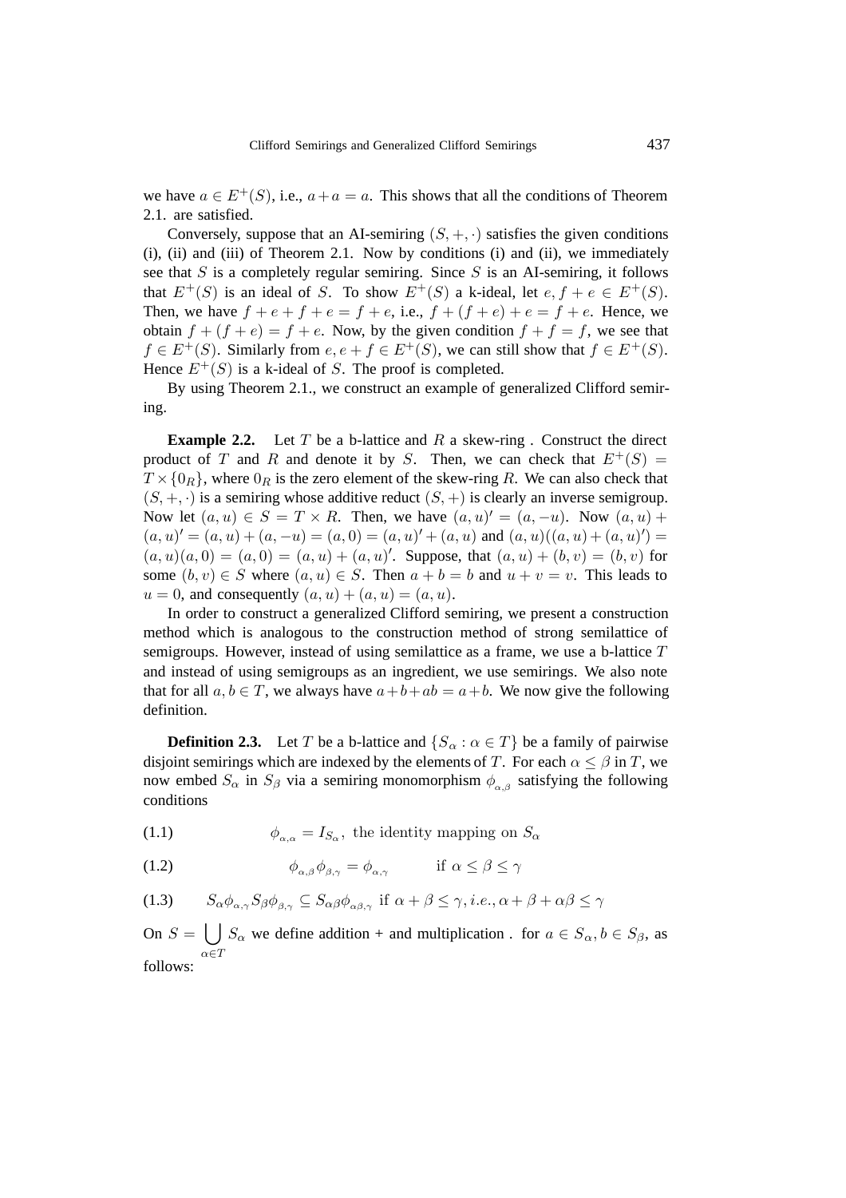we have $a \in E^+(S)$, i.e., $a+a=a$. This shows that all the conditions of Theorem 2.1. are satisfied.

Conversely, suppose that an AI-semiring $(S,+,\cdot)$ satisfies the given conditions (i), (ii) and (iii) of Theorem 2.1. Now by conditions (i) and (ii), we immediately see that $S$ is a completely regular semiring. Since $S$ is an AI-semiring, it follows that $E^+(S)$ is an ideal of $S$. To show $E^+(S)$ a k-ideal, let $e, f+e \in E^+(S)$. Then, we have $f+e+f+e = f+e$, i.e., $f+(f+e)+e = f+e$. Hence, we obtain $f+(f+e) = f+e$. Now, by the given condition $f+f=f$, we see that $f \in E^+(S)$. Similarly from $e, e+f \in E^+(S)$, we can still show that $f \in E^+(S)$. Hence $E^+(S)$ is a k-ideal of $S$. The proof is completed.

By using Theorem 2.1., we construct an example of generalized Clifford semiring.

**Example 2.2.** Let $T$ be a b-lattice and $R$ a skew-ring . Construct the direct product of $T$ and $R$ and denote it by $S$. Then, we can check that $E^+(S) = T \times \{0_R\}$, where $0_R$ is the zero element of the skew-ring $R$. We can also check that $(S,+,\cdot)$ is a semiring whose additive reduct $(S,+)$ is clearly an inverse semigroup. Now let $(a,u) \in S = T \times R$. Then, we have $(a,u)' = (a,-u)$. Now $(a,u) + (a,u)' = (a,u)+(a,-u) = (a,0) = (a,u)'+(a,u)$ and $(a,u)((a,u)+(a,u)') = (a,u)(a,0) = (a,0) = (a,u)+(a,u)'$. Suppose, that $(a,u)+(b,v) = (b,v)$ for some $(b,v) \in S$ where $(a,u) \in S$. Then $a+b=b$ and $u+v=v$. This leads to $u=0$, and consequently $(a,u)+(a,u) = (a,u)$.

In order to construct a generalized Clifford semiring, we present a construction method which is analogous to the construction method of strong semilattice of semigroups. However, instead of using semilattice as a frame, we use a b-lattice $T$ and instead of using semigroups as an ingredient, we use semirings. We also note that for all $a, b \in T$, we always have $a+b+ab = a+b$. We now give the following definition.

**Definition 2.3.** Let $T$ be a b-lattice and $\{S_\alpha : \alpha \in T\}$ be a family of pairwise disjoint semirings which are indexed by the elements of $T$. For each $\alpha \leq \beta$ in $T$, we now embed $S_\alpha$ in $S_\beta$ via a semiring monomorphism $\phi_{\alpha,\beta}$ satisfying the following conditions

(1.1) $$\phi_{\alpha,\alpha} = I_{S_\alpha}, \text{ the identity mapping on } S_\alpha$$

(1.2) $$\phi_{\alpha,\beta}\phi_{\beta,\gamma} = \phi_{\alpha,\gamma} \qquad \text{if } \alpha \leq \beta \leq \gamma$$

(1.3) $$S_\alpha\phi_{\alpha,\gamma}S_\beta\phi_{\beta,\gamma} \subseteq S_{\alpha\beta}\phi_{\alpha\beta,\gamma} \text{ if } \alpha+\beta \leq \gamma, i.e., \alpha+\beta+\alpha\beta \leq \gamma$$

On $S = \bigcup_{\alpha \in T} S_\alpha$ we define addition + and multiplication . for $a \in S_\alpha, b \in S_\beta$, as follows: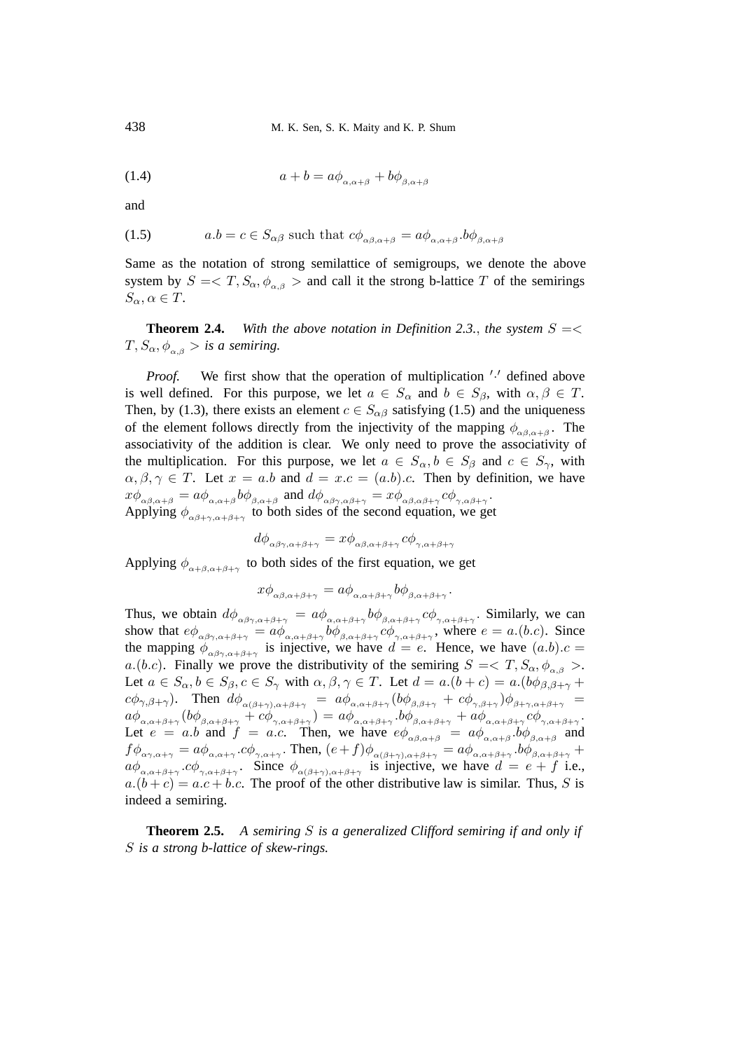$$a + b = a\phi_{\alpha,\alpha+\beta} + b\phi_{\beta,\alpha+\beta} \tag{1.4}$$

and

$$a.b = c \in S_{\alpha\beta} \text{ such that } c\phi_{\alpha\beta,\alpha+\beta} = a\phi_{\alpha,\alpha+\beta}.b\phi_{\beta,\alpha+\beta} \tag{1.5}$$

Same as the notation of strong semilattice of semigroups, we denote the above system by $S =< T, S_\alpha, \phi_{\alpha,\beta} >$ and call it the strong b-lattice $T$ of the semirings $S_\alpha, \alpha \in T$.

**Theorem 2.4.** *With the above notation in Definition 2.3., the system $S =< T, S_\alpha, \phi_{\alpha,\beta} >$ is a semiring.*

*Proof.* We first show that the operation of multiplication $'.'$ defined above is well defined. For this purpose, we let $a \in S_\alpha$ and $b \in S_\beta$, with $\alpha, \beta \in T$. Then, by (1.3), there exists an element $c \in S_{\alpha\beta}$ satisfying (1.5) and the uniqueness of the element follows directly from the injectivity of the mapping $\phi_{\alpha\beta,\alpha+\beta}$. The associativity of the addition is clear. We only need to prove the associativity of the multiplication. For this purpose, we let $a \in S_\alpha, b \in S_\beta$ and $c \in S_\gamma$, with $\alpha, \beta, \gamma \in T$. Let $x = a.b$ and $d = x.c = (a.b).c$. Then by definition, we have $x\phi_{\alpha\beta,\alpha+\beta} = a\phi_{\alpha,\alpha+\beta}b\phi_{\beta,\alpha+\beta}$ and $d\phi_{\alpha\beta\gamma,\alpha\beta+\gamma} = x\phi_{\alpha\beta,\alpha\beta+\gamma}c\phi_{\gamma,\alpha\beta+\gamma}$.
Applying $\phi_{\alpha\beta+\gamma,\alpha+\beta+\gamma}$ to both sides of the second equation, we get

$$d\phi_{\alpha\beta\gamma,\alpha+\beta+\gamma} = x\phi_{\alpha\beta,\alpha+\beta+\gamma}c\phi_{\gamma,\alpha+\beta+\gamma}$$

Applying $\phi_{\alpha+\beta,\alpha+\beta+\gamma}$ to both sides of the first equation, we get

$$x\phi_{\alpha\beta,\alpha+\beta+\gamma} = a\phi_{\alpha,\alpha+\beta+\gamma}b\phi_{\beta,\alpha+\beta+\gamma}.$$

Thus, we obtain $d\phi_{\alpha\beta\gamma,\alpha+\beta+\gamma} = a\phi_{\alpha,\alpha+\beta+\gamma}b\phi_{\beta,\alpha+\beta+\gamma}c\phi_{\gamma,\alpha+\beta+\gamma}$. Similarly, we can show that $e\phi_{\alpha\beta\gamma,\alpha+\beta+\gamma} = a\phi_{\alpha,\alpha+\beta+\gamma}b\phi_{\beta,\alpha+\beta+\gamma}c\phi_{\gamma,\alpha+\beta+\gamma}$, where $e = a.(b.c)$. Since the mapping $\phi_{\alpha\beta\gamma,\alpha+\beta+\gamma}$ is injective, we have $d = e$. Hence, we have $(a.b).c = a.(b.c)$. Finally we prove the distributivity of the semiring $S =< T, S_\alpha, \phi_{\alpha,\beta} >$. Let $a \in S_\alpha, b \in S_\beta, c \in S_\gamma$ with $\alpha, \beta, \gamma \in T$. Let $d = a.(b + c) = a.(b\phi_{\beta,\beta+\gamma} + c\phi_{\gamma,\beta+\gamma})$. Then $d\phi_{\alpha(\beta+\gamma),\alpha+\beta+\gamma} = a\phi_{\alpha,\alpha+\beta+\gamma}(b\phi_{\beta,\beta+\gamma} + c\phi_{\gamma,\beta+\gamma})\phi_{\beta+\gamma,\alpha+\beta+\gamma} = a\phi_{\alpha,\alpha+\beta+\gamma}(b\phi_{\beta,\alpha+\beta+\gamma} + c\phi_{\gamma,\alpha+\beta+\gamma}) = a\phi_{\alpha,\alpha+\beta+\gamma}.b\phi_{\beta,\alpha+\beta+\gamma} + a\phi_{\alpha,\alpha+\beta+\gamma}c\phi_{\gamma,\alpha+\beta+\gamma}$. Let $e = a.b$ and $f = a.c$. Then, we have $e\phi_{\alpha\beta,\alpha+\beta} = a\phi_{\alpha,\alpha+\beta}.b\phi_{\beta,\alpha+\beta}$ and $f\phi_{\alpha\gamma,\alpha+\gamma} = a\phi_{\alpha,\alpha+\gamma}.c\phi_{\gamma,\alpha+\gamma}$. Then, $(e+f)\phi_{\alpha(\beta+\gamma),\alpha+\beta+\gamma} = a\phi_{\alpha,\alpha+\beta+\gamma}.b\phi_{\beta,\alpha+\beta+\gamma} + a\phi_{\alpha,\alpha+\beta+\gamma}.c\phi_{\gamma,\alpha+\beta+\gamma}$. Since $\phi_{\alpha(\beta+\gamma),\alpha+\beta+\gamma}$ is injective, we have $d = e + f$ i.e., $a.(b + c) = a.c + b.c$. The proof of the other distributive law is similar. Thus, $S$ is indeed a semiring.

**Theorem 2.5.** *A semiring $S$ is a generalized Clifford semiring if and only if $S$ is a strong b-lattice of skew-rings.*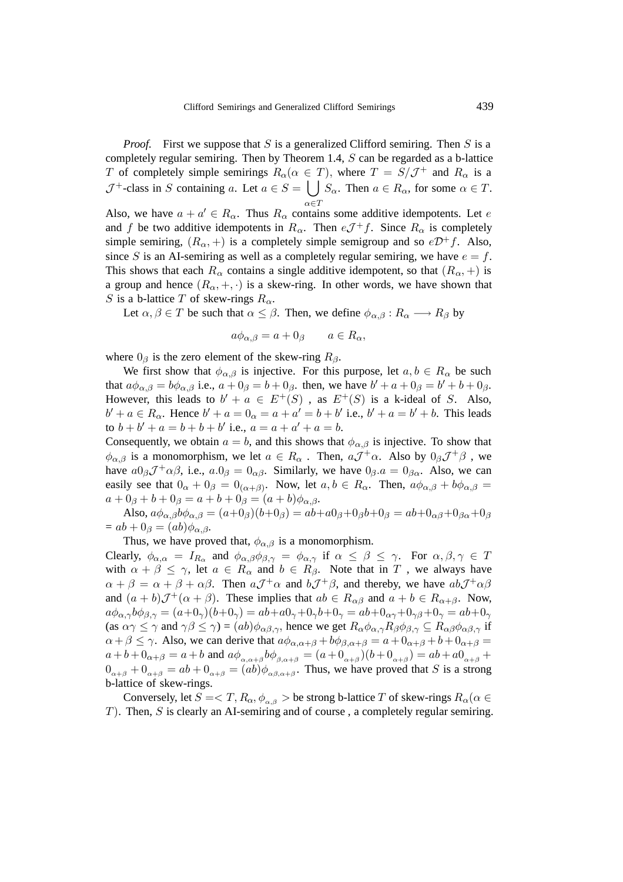*Proof.* First we suppose that $S$ is a generalized Clifford semiring. Then $S$ is a completely regular semiring. Then by Theorem 1.4, $S$ can be regarded as a b-lattice $T$ of completely simple semirings $R_\alpha (\alpha \in T)$, where $T = S/\mathcal{J}^+$ and $R_\alpha$ is a $\mathcal{J}^+$-class in $S$ containing $a$. Let $a \in S = \bigcup_{\alpha \in T} S_\alpha$. Then $a \in R_\alpha$, for some $\alpha \in T$. Also, we have $a + a' \in R_\alpha$. Thus $R_\alpha$ contains some additive idempotents. Let $e$ and $f$ be two additive idempotents in $R_\alpha$. Then $e\mathcal{J}^+ f$. Since $R_\alpha$ is completely simple semiring, $(R_\alpha, +)$ is a completely simple semigroup and so $e\mathcal{D}^+ f$. Also, since $S$ is an AI-semiring as well as a completely regular semiring, we have $e = f$. This shows that each $R_\alpha$ contains a single additive idempotent, so that $(R_\alpha, +)$ is a group and hence $(R_\alpha, +, \cdot)$ is a skew-ring. In other words, we have shown that $S$ is a b-lattice $T$ of skew-rings $R_\alpha$.

Let $\alpha, \beta \in T$ be such that $\alpha \leq \beta$. Then, we define $\phi_{\alpha,\beta} : R_\alpha \longrightarrow R_\beta$ by

$$a\phi_{\alpha,\beta} = a + 0_\beta \qquad a \in R_\alpha,$$

where $0_\beta$ is the zero element of the skew-ring $R_\beta$.

We first show that $\phi_{\alpha,\beta}$ is injective. For this purpose, let $a, b \in R_\alpha$ be such that $a\phi_{\alpha,\beta} = b\phi_{\alpha,\beta}$ i.e., $a + 0_\beta = b + 0_\beta$. then, we have $b' + a + 0_\beta = b' + b + 0_\beta$. However, this leads to $b' + a \in E^+(S)$ , as $E^+(S)$ is a k-ideal of $S$. Also, $b' + a \in R_\alpha$. Hence $b' + a = 0_\alpha = a + a' = b + b'$ i.e., $b' + a = b' + b$. This leads to $b + b' + a = b + b + b'$ i.e., $a = a + a' + a = b$.
Consequently, we obtain $a = b$, and this shows that $\phi_{\alpha,\beta}$ is injective. To show that $\phi_{\alpha,\beta}$ is a monomorphism, we let $a \in R_\alpha$ . Then, $a\mathcal{J}^+\alpha$. Also by $0_\beta \mathcal{J}^+ \beta$ , we have $a0_\beta \mathcal{J}^+ \alpha\beta$, i.e., $a.0_\beta = 0_{\alpha\beta}$. Similarly, we have $0_\beta.a = 0_{\beta\alpha}$. Also, we can easily see that $0_\alpha + 0_\beta = 0_{(\alpha+\beta)}$. Now, let $a, b \in R_\alpha$. Then, $a\phi_{\alpha,\beta} + b\phi_{\alpha,\beta} = a + 0_\beta + b + 0_\beta = a + b + 0_\beta = (a + b)\phi_{\alpha,\beta}$.

Also, $a\phi_{\alpha,\beta} b\phi_{\alpha,\beta} = (a+0_\beta)(b+0_\beta) = ab+a0_\beta+0_\beta b+0_\beta = ab+0_{\alpha\beta}+0_{\beta\alpha}+0_\beta$ $= ab + 0_\beta = (ab)\phi_{\alpha,\beta}$.

Thus, we have proved that, $\phi_{\alpha,\beta}$ is a monomorphism.
Clearly, $\phi_{\alpha,\alpha} = I_{R_\alpha}$ and $\phi_{\alpha,\beta}\phi_{\beta,\gamma} = \phi_{\alpha,\gamma}$ if $\alpha \leq \beta \leq \gamma$. For $\alpha, \beta, \gamma \in T$ with $\alpha + \beta \leq \gamma$, let $a \in R_\alpha$ and $b \in R_\beta$. Note that in $T$ , we always have $\alpha + \beta = \alpha + \beta + \alpha\beta$. Then $a\mathcal{J}^+\alpha$ and $b\mathcal{J}^+\beta$, and thereby, we have $ab\mathcal{J}^+\alpha\beta$ and $(a + b)\mathcal{J}^+(\alpha + \beta)$. These implies that $ab \in R_{\alpha\beta}$ and $a + b \in R_{\alpha+\beta}$. Now, $a\phi_{\alpha,\gamma} b\phi_{\beta,\gamma} = (a+0_\gamma)(b+0_\gamma) = ab+a0_\gamma+0_\gamma b+0_\gamma = ab+0_{\alpha\gamma}+0_{\gamma\beta}+0_\gamma = ab+0_\gamma$ (as $\alpha\gamma \leq \gamma$ and $\gamma\beta \leq \gamma$) = $(ab)\phi_{\alpha\beta,\gamma}$, hence we get $R_\alpha\phi_{\alpha,\gamma}R_\beta\phi_{\beta,\gamma} \subseteq R_{\alpha\beta}\phi_{\alpha\beta,\gamma}$ if $\alpha + \beta \leq \gamma$. Also, we can derive that $a\phi_{\alpha,\alpha+\beta} + b\phi_{\beta,\alpha+\beta} = a + 0_{\alpha+\beta} + b + 0_{\alpha+\beta} = a + b + 0_{\alpha+\beta} = a + b$ and $a\phi_{\alpha,\alpha+\beta} b\phi_{\beta,\alpha+\beta} = (a + 0_{\alpha+\beta})(b + 0_{\alpha+\beta}) = ab + a0_{\alpha+\beta} + 0_{\alpha+\beta} + 0_{\alpha+\beta} = ab + 0_{\alpha+\beta} = (ab)\phi_{\alpha\beta,\alpha+\beta}$. Thus, we have proved that $S$ is a strong b-lattice of skew-rings.

Conversely, let $S =< T, R_\alpha, \phi_{\alpha,\beta} >$ be strong b-lattice $T$ of skew-rings $R_\alpha (\alpha \in T)$. Then, $S$ is clearly an AI-semiring and of course , a completely regular semiring.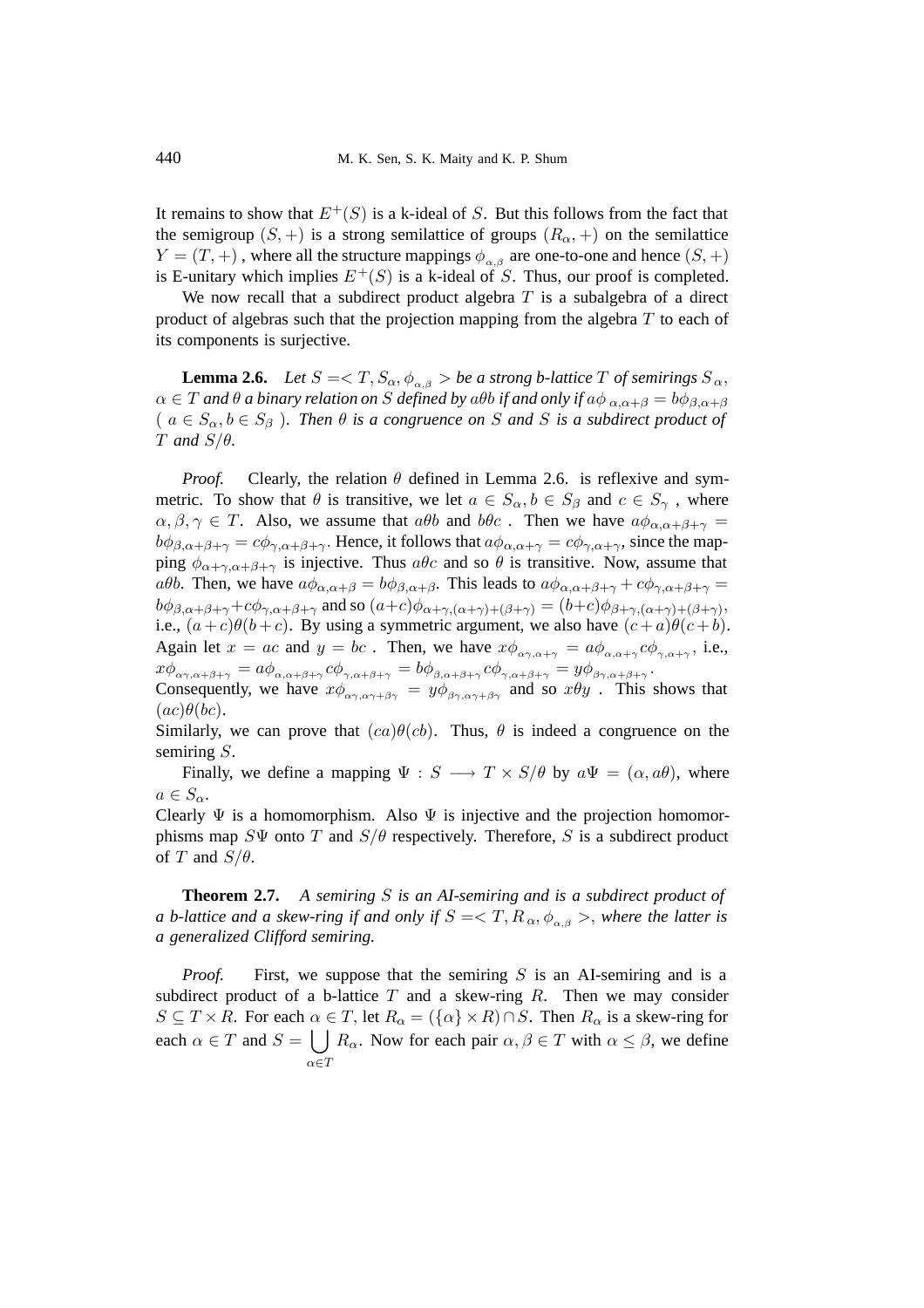It remains to show that $E^+(S)$ is a k-ideal of $S$. But this follows from the fact that the semigroup $(S,+)$ is a strong semilattice of groups $(R_\alpha,+)$ on the semilattice $Y=(T,+)$, where all the structure mappings $\phi_{\alpha,\beta}$ are one-to-one and hence $(S,+)$ is E-unitary which implies $E^+(S)$ is a k-ideal of $S$. Thus, our proof is completed.

We now recall that a subdirect product algebra $T$ is a subalgebra of a direct product of algebras such that the projection mapping from the algebra $T$ to each of its components is surjective.

**Lemma 2.6.** *Let $S=<T,S_\alpha,\phi_{\alpha,\beta}>$ be a strong b-lattice $T$ of semirings $S_\alpha$, $\alpha\in T$ and $\theta$ a binary relation on $S$ defined by $a\theta b$ if and only if $a\phi_{\alpha,\alpha+\beta}=b\phi_{\beta,\alpha+\beta}$ ( $a\in S_\alpha, b\in S_\beta$ ). Then $\theta$ is a congruence on $S$ and $S$ is a subdirect product of $T$ and $S/\theta$.*

*Proof.* Clearly, the relation $\theta$ defined in Lemma 2.6. is reflexive and symmetric. To show that $\theta$ is transitive, we let $a\in S_\alpha, b\in S_\beta$ and $c\in S_\gamma$, where $\alpha,\beta,\gamma\in T$. Also, we assume that $a\theta b$ and $b\theta c$. Then we have $a\phi_{\alpha,\alpha+\beta+\gamma}=b\phi_{\beta,\alpha+\beta+\gamma}=c\phi_{\gamma,\alpha+\beta+\gamma}$. Hence, it follows that $a\phi_{\alpha,\alpha+\gamma}=c\phi_{\gamma,\alpha+\gamma}$, since the mapping $\phi_{\alpha+\gamma,\alpha+\beta+\gamma}$ is injective. Thus $a\theta c$ and so $\theta$ is transitive. Now, assume that $a\theta b$. Then, we have $a\phi_{\alpha,\alpha+\beta}=b\phi_{\beta,\alpha+\beta}$. This leads to $a\phi_{\alpha,\alpha+\beta+\gamma}+c\phi_{\gamma,\alpha+\beta+\gamma}=b\phi_{\beta,\alpha+\beta+\gamma}+c\phi_{\gamma,\alpha+\beta+\gamma}$ and so $(a+c)\phi_{\alpha+\gamma,(\alpha+\gamma)+(\beta+\gamma)}=(b+c)\phi_{\beta+\gamma,(\alpha+\gamma)+(\beta+\gamma)}$, i.e., $(a+c)\theta(b+c)$. By using a symmetric argument, we also have $(c+a)\theta(c+b)$. Again let $x=ac$ and $y=bc$. Then, we have $x\phi_{\alpha\gamma,\alpha+\gamma}=a\phi_{\alpha,\alpha+\gamma}c\phi_{\gamma,\alpha+\gamma}$, i.e., $x\phi_{\alpha\gamma,\alpha+\beta+\gamma}=a\phi_{\alpha,\alpha+\beta+\gamma}c\phi_{\gamma,\alpha+\beta+\gamma}=b\phi_{\beta,\alpha+\beta+\gamma}c\phi_{\gamma,\alpha+\beta+\gamma}=y\phi_{\beta\gamma,\alpha+\beta+\gamma}$.
Consequently, we have $x\phi_{\alpha\gamma,\alpha\gamma+\beta\gamma}=y\phi_{\beta\gamma,\alpha\gamma+\beta\gamma}$ and so $x\theta y$. This shows that $(ac)\theta(bc)$.
Similarly, we can prove that $(ca)\theta(cb)$. Thus, $\theta$ is indeed a congruence on the semiring $S$.

Finally, we define a mapping $\Psi: S\longrightarrow T\times S/\theta$ by $a\Psi=(\alpha,a\theta)$, where $a\in S_\alpha$.
Clearly $\Psi$ is a homomorphism. Also $\Psi$ is injective and the projection homomorphisms map $S\Psi$ onto $T$ and $S/\theta$ respectively. Therefore, $S$ is a subdirect product of $T$ and $S/\theta$.

**Theorem 2.7.** *A semiring $S$ is an AI-semiring and is a subdirect product of a b-lattice and a skew-ring if and only if $S=<T,R_\alpha,\phi_{\alpha,\beta}>$, where the latter is a generalized Clifford semiring.*

*Proof.* First, we suppose that the semiring $S$ is an AI-semiring and is a subdirect product of a b-lattice $T$ and a skew-ring $R$. Then we may consider $S\subseteq T\times R$. For each $\alpha\in T$, let $R_\alpha=(\{\alpha\}\times R)\cap S$. Then $R_\alpha$ is a skew-ring for each $\alpha\in T$ and $S=\bigcup_{\alpha\in T}R_\alpha$. Now for each pair $\alpha,\beta\in T$ with $\alpha\leq\beta$, we define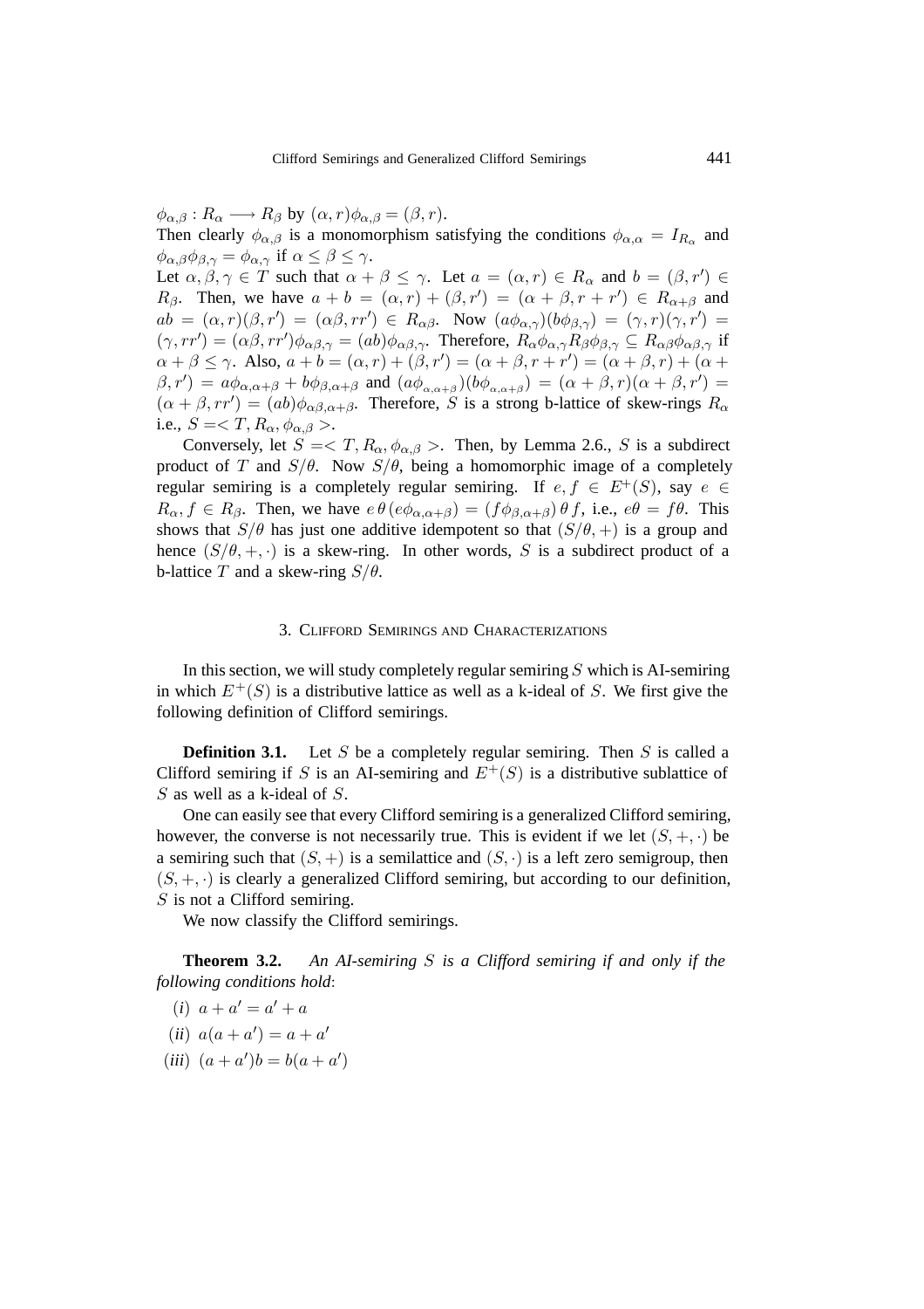$\phi_{\alpha,\beta} : R_\alpha \longrightarrow R_\beta$ by $(\alpha, r)\phi_{\alpha,\beta} = (\beta, r)$.
Then clearly $\phi_{\alpha,\beta}$ is a monomorphism satisfying the conditions $\phi_{\alpha,\alpha} = I_{R_\alpha}$ and $\phi_{\alpha,\beta}\phi_{\beta,\gamma} = \phi_{\alpha,\gamma}$ if $\alpha \leq \beta \leq \gamma$.
Let $\alpha, \beta, \gamma \in T$ such that $\alpha + \beta \leq \gamma$. Let $a = (\alpha, r) \in R_\alpha$ and $b = (\beta, r') \in R_\beta$. Then, we have $a + b = (\alpha, r) + (\beta, r') = (\alpha + \beta, r + r') \in R_{\alpha+\beta}$ and $ab = (\alpha, r)(\beta, r') = (\alpha\beta, rr') \in R_{\alpha\beta}$. Now $(a\phi_{\alpha,\gamma})(b\phi_{\beta,\gamma}) = (\gamma, r)(\gamma, r') = (\gamma, rr') = (\alpha\beta, rr')\phi_{\alpha\beta,\gamma} = (ab)\phi_{\alpha\beta,\gamma}$. Therefore, $R_\alpha\phi_{\alpha,\gamma}R_\beta\phi_{\beta,\gamma} \subseteq R_{\alpha\beta}\phi_{\alpha\beta,\gamma}$ if $\alpha + \beta \leq \gamma$. Also, $a + b = (\alpha, r) + (\beta, r') = (\alpha + \beta, r + r') = (\alpha + \beta, r) + (\alpha + \beta, r') = a\phi_{\alpha,\alpha+\beta} + b\phi_{\beta,\alpha+\beta}$ and $(a\phi_{\alpha,\alpha+\beta})(b\phi_{\alpha,\alpha+\beta}) = (\alpha + \beta, r)(\alpha + \beta, r') = (\alpha + \beta, rr') = (ab)\phi_{\alpha\beta,\alpha+\beta}$. Therefore, $S$ is a strong b-lattice of skew-rings $R_\alpha$ i.e., $S =< T, R_\alpha, \phi_{\alpha,\beta} >$.

Conversely, let $S =< T, R_\alpha, \phi_{\alpha,\beta} >$. Then, by Lemma 2.6., $S$ is a subdirect product of $T$ and $S/\theta$. Now $S/\theta$, being a homomorphic image of a completely regular semiring is a completely regular semiring. If $e, f \in E^+(S)$, say $e \in R_\alpha, f \in R_\beta$. Then, we have $e\,\theta\,(e\phi_{\alpha,\alpha+\beta}) = (f\phi_{\beta,\alpha+\beta})\,\theta\,f$, i.e., $e\theta = f\theta$. This shows that $S/\theta$ has just one additive idempotent so that $(S/\theta, +)$ is a group and hence $(S/\theta, +, \cdot)$ is a skew-ring. In other words, $S$ is a subdirect product of a b-lattice $T$ and a skew-ring $S/\theta$.

## 3. Clifford Semirings and Characterizations

In this section, we will study completely regular semiring $S$ which is AI-semiring in which $E^+(S)$ is a distributive lattice as well as a k-ideal of $S$. We first give the following definition of Clifford semirings.

**Definition 3.1.** Let $S$ be a completely regular semiring. Then $S$ is called a Clifford semiring if $S$ is an AI-semiring and $E^+(S)$ is a distributive sublattice of $S$ as well as a k-ideal of $S$.

One can easily see that every Clifford semiring is a generalized Clifford semiring, however, the converse is not necessarily true. This is evident if we let $(S, +, \cdot)$ be a semiring such that $(S, +)$ is a semilattice and $(S, \cdot)$ is a left zero semigroup, then $(S, +, \cdot)$ is clearly a generalized Clifford semiring, but according to our definition, $S$ is not a Clifford semiring.

We now classify the Clifford semirings.

**Theorem 3.2.** *An AI-semiring $S$ is a Clifford semiring if and only if the following conditions hold*:

($i$) $a + a' = a' + a$

($ii$) $a(a + a') = a + a'$

($iii$) $(a + a')b = b(a + a')$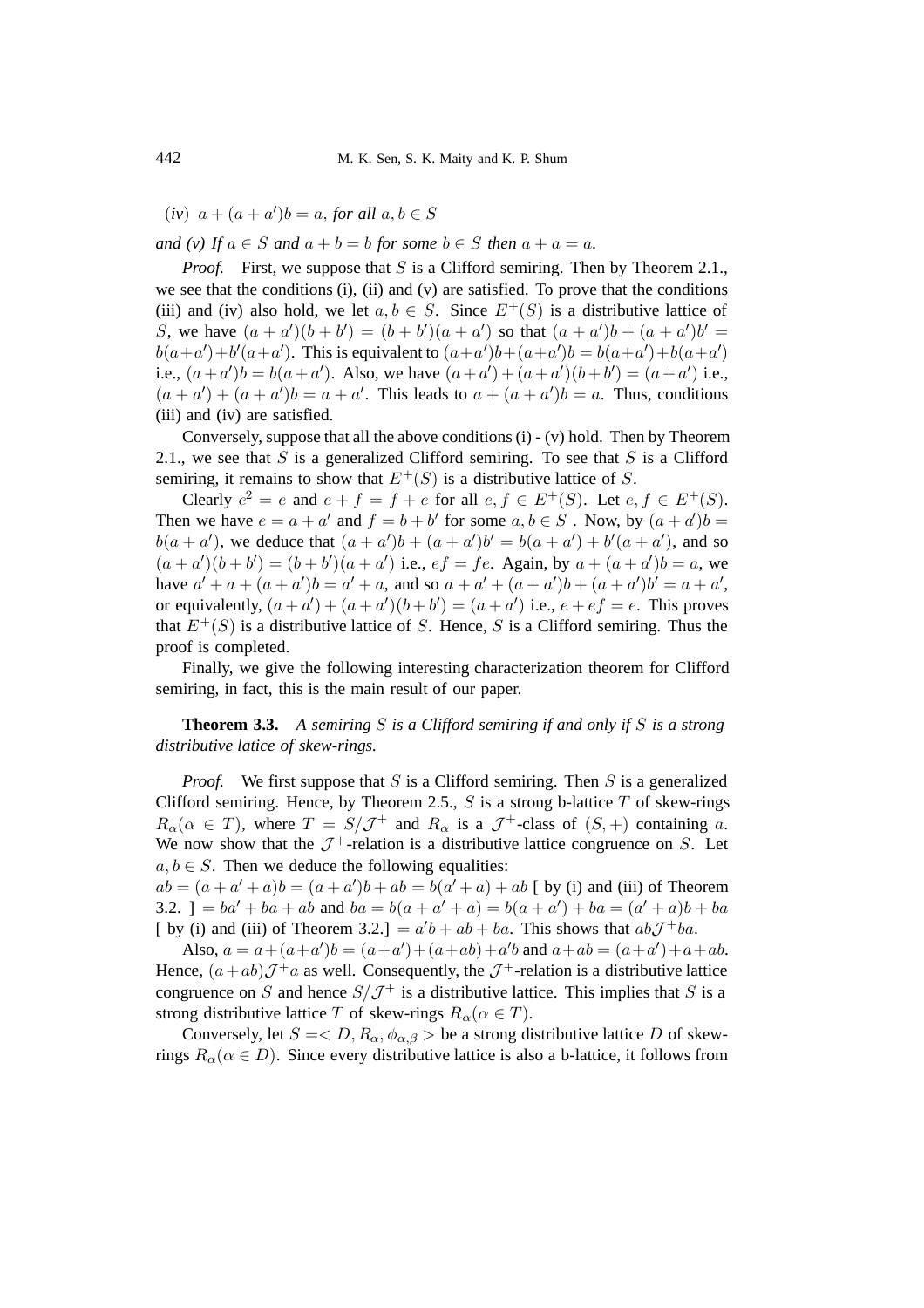(*iv*) $a + (a + a')b = a$, *for all* $a, b \in S$

*and (v) If* $a \in S$ *and* $a + b = b$ *for some* $b \in S$ *then* $a + a = a$.

*Proof.* First, we suppose that $S$ is a Clifford semiring. Then by Theorem 2.1., we see that the conditions (i), (ii) and (v) are satisfied. To prove that the conditions (iii) and (iv) also hold, we let $a, b \in S$. Since $E^+(S)$ is a distributive lattice of $S$, we have $(a + a')(b + b') = (b + b')(a + a')$ so that $(a + a')b + (a + a')b' = b(a+a')+b'(a+a')$. This is equivalent to $(a+a')b+(a+a')b = b(a+a')+b(a+a')$ i.e., $(a + a')b = b(a + a')$. Also, we have $(a + a') + (a + a')(b + b') = (a + a')$ i.e., $(a + a') + (a + a')b = a + a'$. This leads to $a + (a + a')b = a$. Thus, conditions (iii) and (iv) are satisfied.

Conversely, suppose that all the above conditions (i) - (v) hold. Then by Theorem 2.1., we see that $S$ is a generalized Clifford semiring. To see that $S$ is a Clifford semiring, it remains to show that $E^+(S)$ is a distributive lattice of $S$.

Clearly $e^2 = e$ and $e + f = f + e$ for all $e, f \in E^+(S)$. Let $e, f \in E^+(S)$. Then we have $e = a + a'$ and $f = b + b'$ for some $a, b \in S$ . Now, by $(a + a')b = b(a + a')$, we deduce that $(a + a')b + (a + a')b' = b(a + a') + b'(a + a')$, and so $(a + a')(b + b') = (b + b')(a + a')$ i.e., $ef = fe$. Again, by $a + (a + a')b = a$, we have $a' + a + (a + a')b = a' + a$, and so $a + a' + (a + a')b + (a + a')b' = a + a'$, or equivalently, $(a + a') + (a + a')(b + b') = (a + a')$ i.e., $e + ef = e$. This proves that $E^+(S)$ is a distributive lattice of $S$. Hence, $S$ is a Clifford semiring. Thus the proof is completed.

Finally, we give the following interesting characterization theorem for Clifford semiring, in fact, this is the main result of our paper.

**Theorem 3.3.** *A semiring $S$ is a Clifford semiring if and only if $S$ is a strong distributive latice of skew-rings.*

*Proof.* We first suppose that $S$ is a Clifford semiring. Then $S$ is a generalized Clifford semiring. Hence, by Theorem 2.5., $S$ is a strong b-lattice $T$ of skew-rings $R_\alpha(\alpha \in T)$, where $T = S/\mathcal{J}^+$ and $R_\alpha$ is a $\mathcal{J}^+$-class of $(S, +)$ containing $a$. We now show that the $\mathcal{J}^+$-relation is a distributive lattice congruence on $S$. Let $a, b \in S$. Then we deduce the following equalities:
$ab = (a + a' + a)b = (a + a')b + ab = b(a' + a) + ab$ [ by (i) and (iii) of Theorem 3.2. ] $= ba' + ba + ab$ and $ba = b(a + a' + a) = b(a + a') + ba = (a' + a)b + ba$ [ by (i) and (iii) of Theorem 3.2.] $= a'b + ab + ba$. This shows that $ab\mathcal{J}^+ba$.

Also, $a = a+(a+a')b = (a+a')+(a+ab)+a'b$ and $a+ab = (a+a')+a+ab$. Hence, $(a + ab)\mathcal{J}^+a$ as well. Consequently, the $\mathcal{J}^+$-relation is a distributive lattice congruence on $S$ and hence $S/\mathcal{J}^+$ is a distributive lattice. This implies that $S$ is a strong distributive lattice $T$ of skew-rings $R_\alpha(\alpha \in T)$.

Conversely, let $S =< D, R_\alpha, \phi_{\alpha,\beta} >$ be a strong distributive lattice $D$ of skew-rings $R_\alpha(\alpha \in D)$. Since every distributive lattice is also a b-lattice, it follows from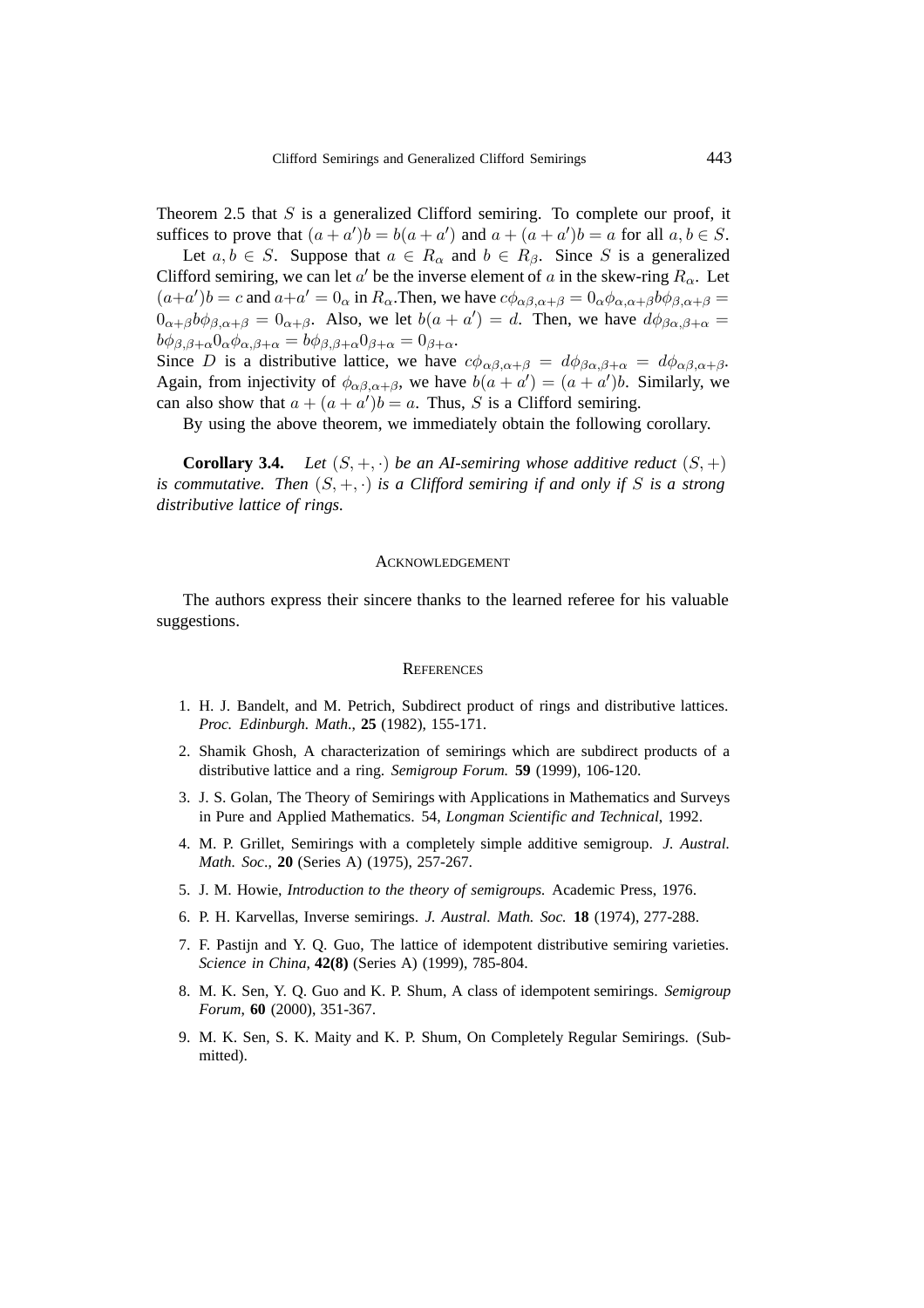Theorem 2.5 that $S$ is a generalized Clifford semiring. To complete our proof, it suffices to prove that $(a + a')b = b(a + a')$ and $a + (a + a')b = a$ for all $a, b \in S$.

Let $a, b \in S$. Suppose that $a \in R_\alpha$ and $b \in R_\beta$. Since $S$ is a generalized Clifford semiring, we can let $a'$ be the inverse element of $a$ in the skew-ring $R_\alpha$. Let $(a+a')b = c$ and $a+a' = 0_\alpha$ in $R_\alpha$.Then, we have $c\phi_{\alpha\beta,\alpha+\beta} = 0_\alpha\phi_{\alpha,\alpha+\beta}b\phi_{\beta,\alpha+\beta} = 0_{\alpha+\beta}b\phi_{\beta,\alpha+\beta} = 0_{\alpha+\beta}$. Also, we let $b(a + a') = d$. Then, we have $d\phi_{\beta\alpha,\beta+\alpha} = b\phi_{\beta,\beta+\alpha}0_\alpha\phi_{\alpha,\beta+\alpha} = b\phi_{\beta,\beta+\alpha}0_{\beta+\alpha} = 0_{\beta+\alpha}$.
Since $D$ is a distributive lattice, we have $c\phi_{\alpha\beta,\alpha+\beta} = d\phi_{\beta\alpha,\beta+\alpha} = d\phi_{\alpha\beta,\alpha+\beta}$. Again, from injectivity of $\phi_{\alpha\beta,\alpha+\beta}$, we have $b(a + a') = (a + a')b$. Similarly, we can also show that $a + (a + a')b = a$. Thus, $S$ is a Clifford semiring.

By using the above theorem, we immediately obtain the following corollary.

**Corollary 3.4.** *Let $(S, +, \cdot)$ be an AI-semiring whose additive reduct $(S, +)$ is commutative. Then $(S, +, \cdot)$ is a Clifford semiring if and only if $S$ is a strong distributive lattice of rings.*

## Acknowledgement

The authors express their sincere thanks to the learned referee for his valuable suggestions.

## References

1. H. J. Bandelt, and M. Petrich, Subdirect product of rings and distributive lattices. *Proc. Edinburgh. Math.*, **25** (1982), 155-171.
2. Shamik Ghosh, A characterization of semirings which are subdirect products of a distributive lattice and a ring. *Semigroup Forum.* **59** (1999), 106-120.
3. J. S. Golan, The Theory of Semirings with Applications in Mathematics and Surveys in Pure and Applied Mathematics. 54, *Longman Scientific and Technical*, 1992.
4. M. P. Grillet, Semirings with a completely simple additive semigroup. *J. Austral. Math. Soc.*, **20** (Series A) (1975), 257-267.
5. J. M. Howie, *Introduction to the theory of semigroups.* Academic Press, 1976.
6. P. H. Karvellas, Inverse semirings. *J. Austral. Math. Soc.* **18** (1974), 277-288.
7. F. Pastijn and Y. Q. Guo, The lattice of idempotent distributive semiring varieties. *Science in China*, **42(8)** (Series A) (1999), 785-804.
8. M. K. Sen, Y. Q. Guo and K. P. Shum, A class of idempotent semirings. *Semigroup Forum*, **60** (2000), 351-367.
9. M. K. Sen, S. K. Maity and K. P. Shum, On Completely Regular Semirings. (Submitted).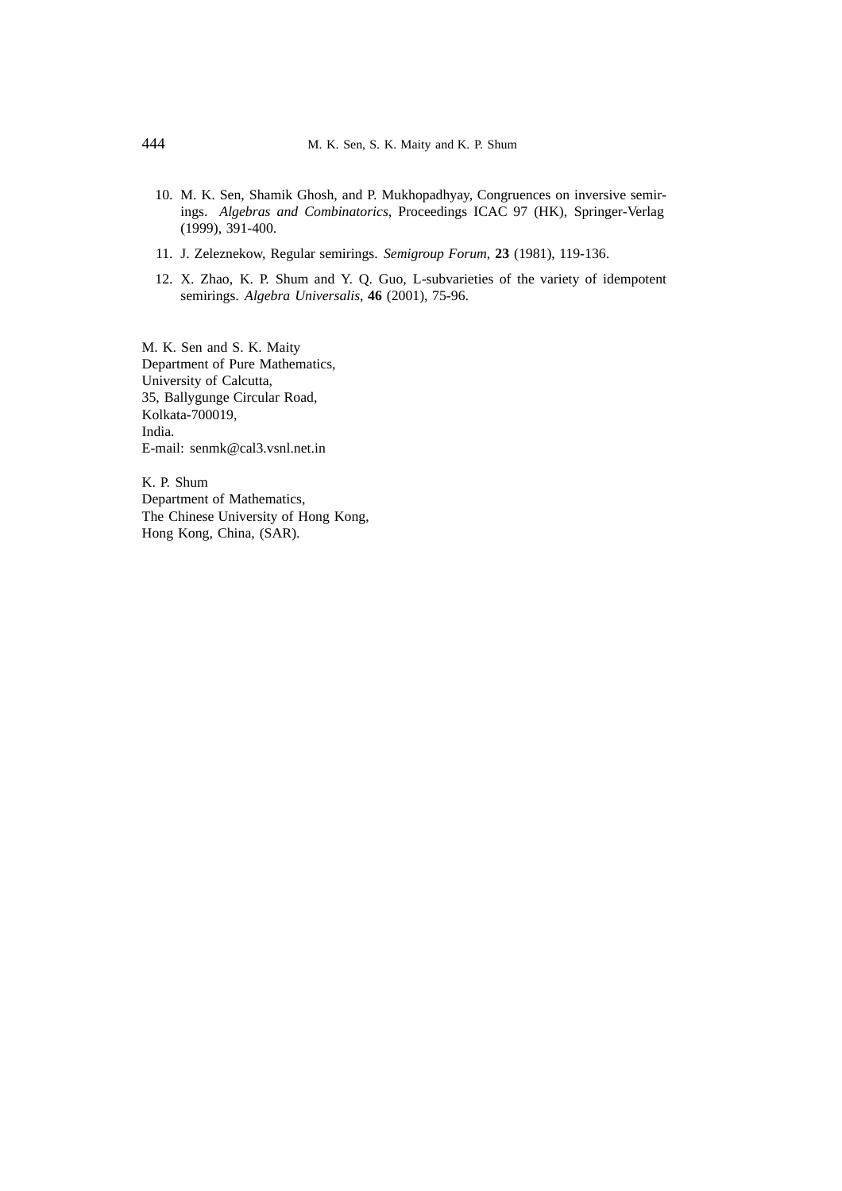10. M. K. Sen, Shamik Ghosh, and P. Mukhopadhyay, Congruences on inversive semirings. *Algebras and Combinatorics*, Proceedings ICAC 97 (HK), Springer-Verlag (1999), 391-400.

11. J. Zeleznekow, Regular semirings. *Semigroup Forum*, **23** (1981), 119-136.

12. X. Zhao, K. P. Shum and Y. Q. Guo, L-subvarieties of the variety of idempotent semirings. *Algebra Universalis*, **46** (2001), 75-96.

M. K. Sen and S. K. Maity
Department of Pure Mathematics,
University of Calcutta,
35, Ballygunge Circular Road,
Kolkata-700019,
India.
E-mail: senmk@cal3.vsnl.net.in

K. P. Shum
Department of Mathematics,
The Chinese University of Hong Kong,
Hong Kong, China, (SAR).